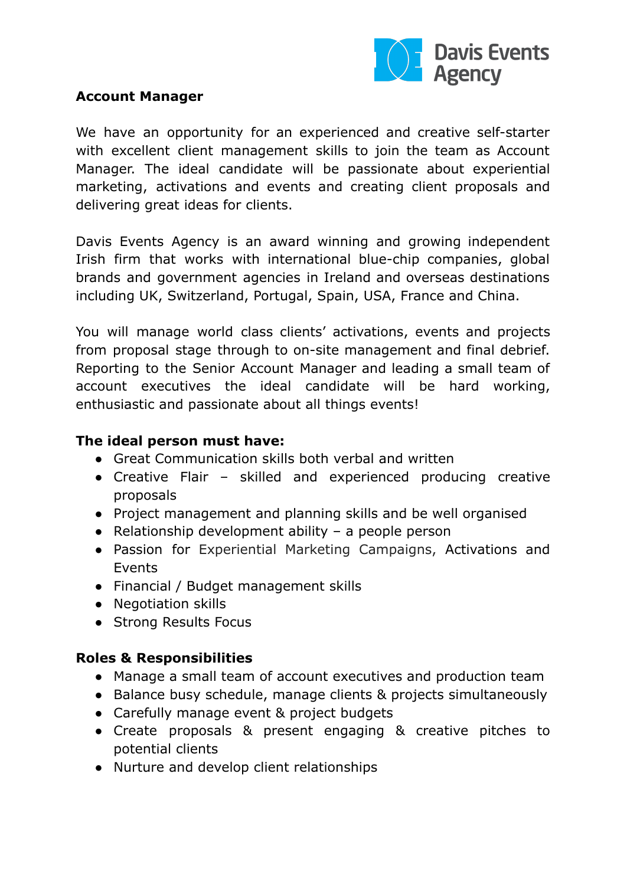Davis Events Agency

**Account Manager**

We have an opportunity for an experienced and creative self-starter with excellent client management skills to join the team as Account Manager. The ideal candidate will be passionate about experiential marketing, activations and events and creating client proposals and delivering great ideas for clients.

Davis Events Agency is an award winning and growing independent Irish firm that works with international blue-chip companies, global brands and government agencies in Ireland and overseas destinations including UK, Switzerland, Portugal, Spain, USA, France and China.

You will manage world class clients' activations, events and projects from proposal stage through to on-site management and final debrief. Reporting to the Senior Account Manager and leading a small team of account executives the ideal candidate will be hard working, enthusiastic and passionate about all things events!

**The ideal person must have:**

- Great Communication skills both verbal and written
- Creative Flair – skilled and experienced producing creative proposals
- Project management and planning skills and be well organised
- Relationship development ability – a people person
- Passion for Experiential Marketing Campaigns, Activations and Events
- Financial / Budget management skills
- Negotiation skills
- Strong Results Focus

**Roles & Responsibilities**

- Manage a small team of account executives and production team
- Balance busy schedule, manage clients & projects simultaneously
- Carefully manage event & project budgets
- Create proposals & present engaging & creative pitches to potential clients
- Nurture and develop client relationships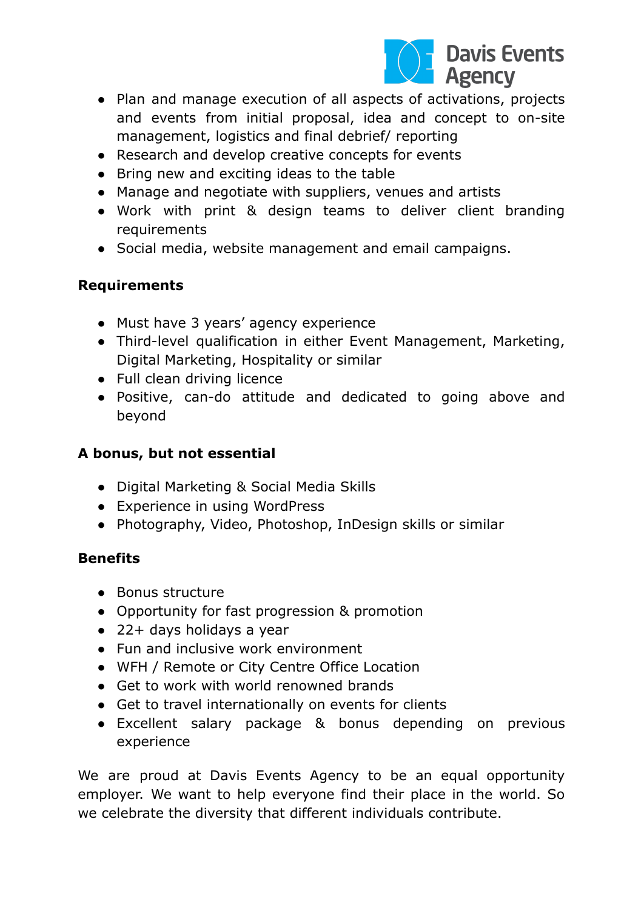- Plan and manage execution of all aspects of activations, projects and events from initial proposal, idea and concept to on-site management, logistics and final debrief/ reporting
- Research and develop creative concepts for events
- Bring new and exciting ideas to the table
- Manage and negotiate with suppliers, venues and artists
- Work with print & design teams to deliver client branding requirements
- Social media, website management and email campaigns.

**Requirements**

- Must have 3 years' agency experience
- Third-level qualification in either Event Management, Marketing, Digital Marketing, Hospitality or similar
- Full clean driving licence
- Positive, can-do attitude and dedicated to going above and beyond

**A bonus, but not essential**

- Digital Marketing & Social Media Skills
- Experience in using WordPress
- Photography, Video, Photoshop, InDesign skills or similar

**Benefits**

- Bonus structure
- Opportunity for fast progression & promotion
- 22+ days holidays a year
- Fun and inclusive work environment
- WFH / Remote or City Centre Office Location
- Get to work with world renowned brands
- Get to travel internationally on events for clients
- Excellent salary package & bonus depending on previous experience

We are proud at Davis Events Agency to be an equal opportunity employer. We want to help everyone find their place in the world. So we celebrate the diversity that different individuals contribute.